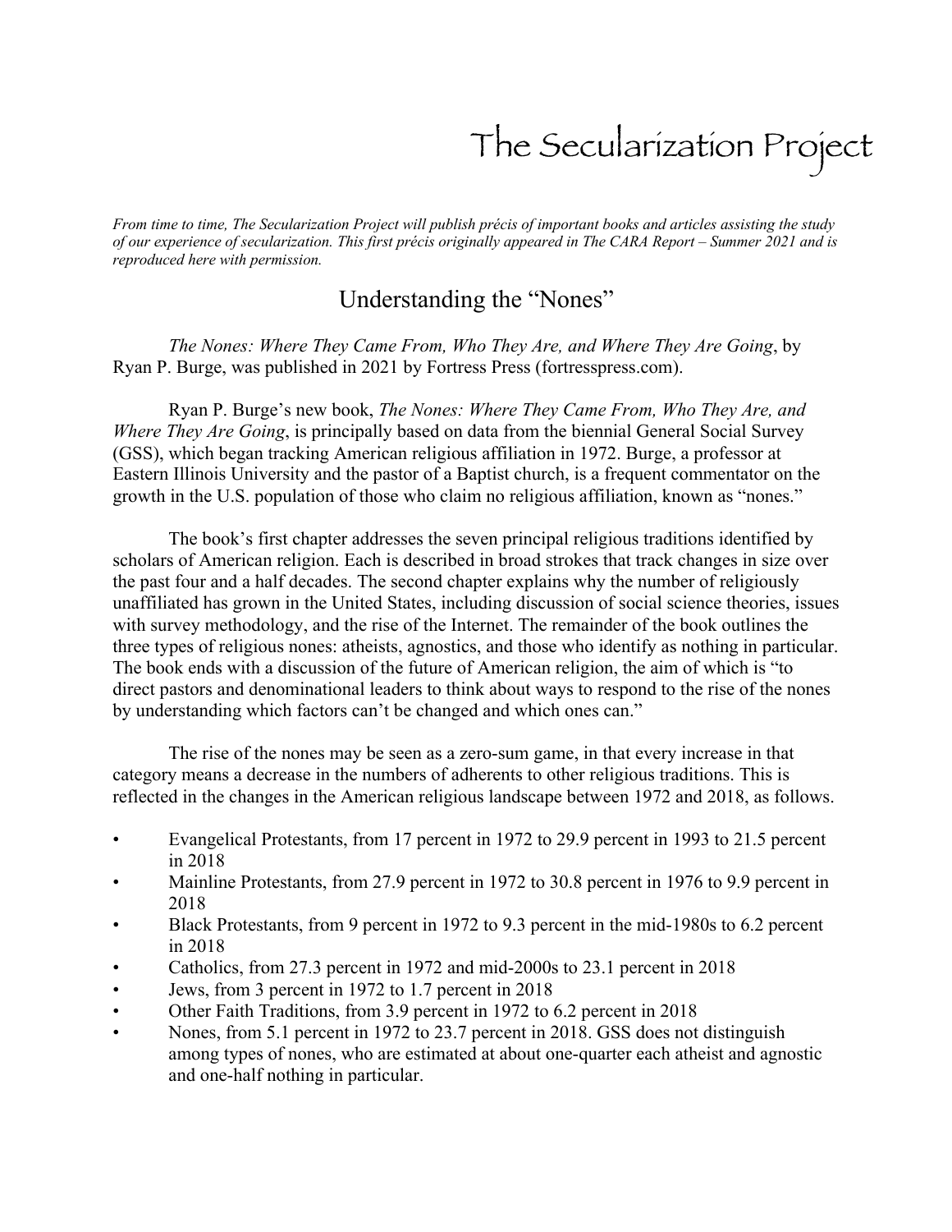# The Secularization Project

*From time to time, The Secularization Project will publish précis of important books and articles assisting the study of our experience of secularization. This first précis originally appeared in The CARA Report – Summer 2021 and is reproduced here with permission.*

## Understanding the "Nones"

*The Nones: Where They Came From, Who They Are, and Where They Are Going*, by Ryan P. Burge, was published in 2021 by Fortress Press (fortresspress.com).

Ryan P. Burge's new book, *The Nones: Where They Came From, Who They Are, and Where They Are Going*, is principally based on data from the biennial General Social Survey (GSS), which began tracking American religious affiliation in 1972. Burge, a professor at Eastern Illinois University and the pastor of a Baptist church, is a frequent commentator on the growth in the U.S. population of those who claim no religious affiliation, known as "nones."

The book's first chapter addresses the seven principal religious traditions identified by scholars of American religion. Each is described in broad strokes that track changes in size over the past four and a half decades. The second chapter explains why the number of religiously unaffiliated has grown in the United States, including discussion of social science theories, issues with survey methodology, and the rise of the Internet. The remainder of the book outlines the three types of religious nones: atheists, agnostics, and those who identify as nothing in particular. The book ends with a discussion of the future of American religion, the aim of which is "to direct pastors and denominational leaders to think about ways to respond to the rise of the nones by understanding which factors can't be changed and which ones can."

The rise of the nones may be seen as a zero-sum game, in that every increase in that category means a decrease in the numbers of adherents to other religious traditions. This is reflected in the changes in the American religious landscape between 1972 and 2018, as follows.

- Evangelical Protestants, from 17 percent in 1972 to 29.9 percent in 1993 to 21.5 percent in 2018
- Mainline Protestants, from 27.9 percent in 1972 to 30.8 percent in 1976 to 9.9 percent in 2018
- Black Protestants, from 9 percent in 1972 to 9.3 percent in the mid-1980s to 6.2 percent in 2018
- Catholics, from 27.3 percent in 1972 and mid-2000s to 23.1 percent in 2018
- Jews, from 3 percent in 1972 to 1.7 percent in 2018
- Other Faith Traditions, from 3.9 percent in 1972 to 6.2 percent in 2018
- Nones, from 5.1 percent in 1972 to 23.7 percent in 2018. GSS does not distinguish among types of nones, who are estimated at about one-quarter each atheist and agnostic and one-half nothing in particular.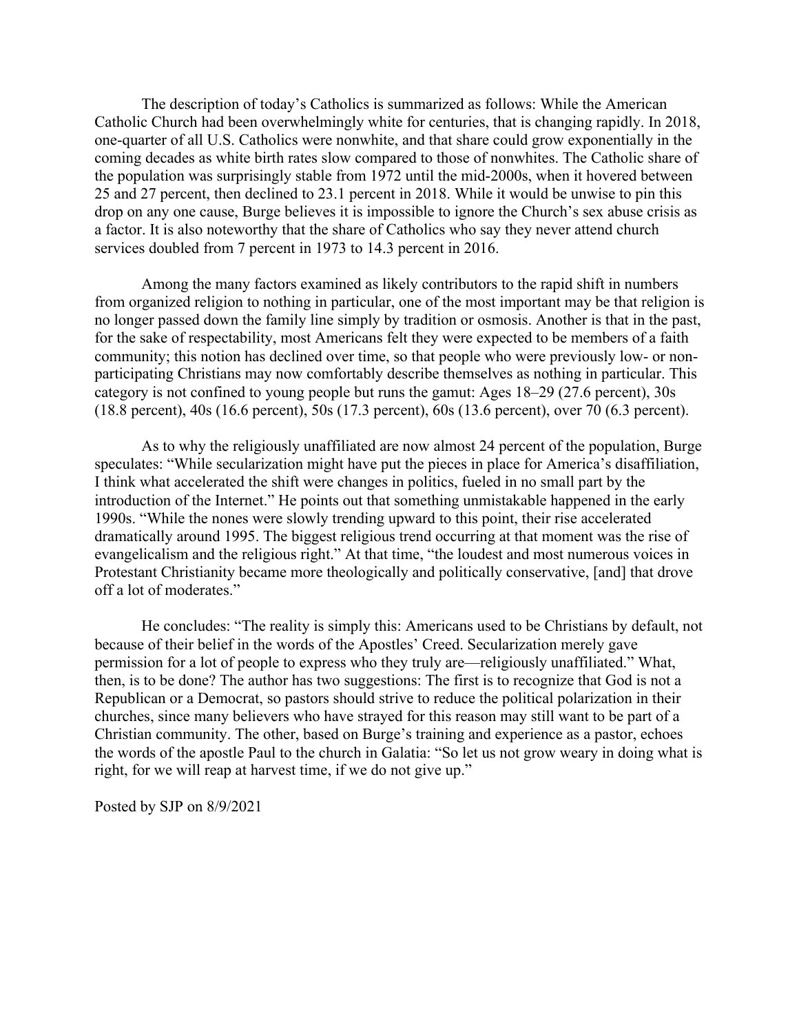The description of today's Catholics is summarized as follows: While the American Catholic Church had been overwhelmingly white for centuries, that is changing rapidly. In 2018, one-quarter of all U.S. Catholics were nonwhite, and that share could grow exponentially in the coming decades as white birth rates slow compared to those of nonwhites. The Catholic share of the population was surprisingly stable from 1972 until the mid-2000s, when it hovered between 25 and 27 percent, then declined to 23.1 percent in 2018. While it would be unwise to pin this drop on any one cause, Burge believes it is impossible to ignore the Church's sex abuse crisis as a factor. It is also noteworthy that the share of Catholics who say they never attend church services doubled from 7 percent in 1973 to 14.3 percent in 2016.

Among the many factors examined as likely contributors to the rapid shift in numbers from organized religion to nothing in particular, one of the most important may be that religion is no longer passed down the family line simply by tradition or osmosis. Another is that in the past, for the sake of respectability, most Americans felt they were expected to be members of a faith community; this notion has declined over time, so that people who were previously low- or non-participating Christians may now comfortably describe themselves as nothing in particular. This category is not confined to young people but runs the gamut: Ages 18–29 (27.6 percent), 30s (18.8 percent), 40s (16.6 percent), 50s (17.3 percent), 60s (13.6 percent), over 70 (6.3 percent).

As to why the religiously unaffiliated are now almost 24 percent of the population, Burge speculates: "While secularization might have put the pieces in place for America's disaffiliation, I think what accelerated the shift were changes in politics, fueled in no small part by the introduction of the Internet." He points out that something unmistakable happened in the early 1990s. "While the nones were slowly trending upward to this point, their rise accelerated dramatically around 1995. The biggest religious trend occurring at that moment was the rise of evangelicalism and the religious right." At that time, "the loudest and most numerous voices in Protestant Christianity became more theologically and politically conservative, [and] that drove off a lot of moderates."

He concludes: "The reality is simply this: Americans used to be Christians by default, not because of their belief in the words of the Apostles' Creed. Secularization merely gave permission for a lot of people to express who they truly are—religiously unaffiliated." What, then, is to be done? The author has two suggestions: The first is to recognize that God is not a Republican or a Democrat, so pastors should strive to reduce the political polarization in their churches, since many believers who have strayed for this reason may still want to be part of a Christian community. The other, based on Burge's training and experience as a pastor, echoes the words of the apostle Paul to the church in Galatia: "So let us not grow weary in doing what is right, for we will reap at harvest time, if we do not give up."

Posted by SJP on 8/9/2021